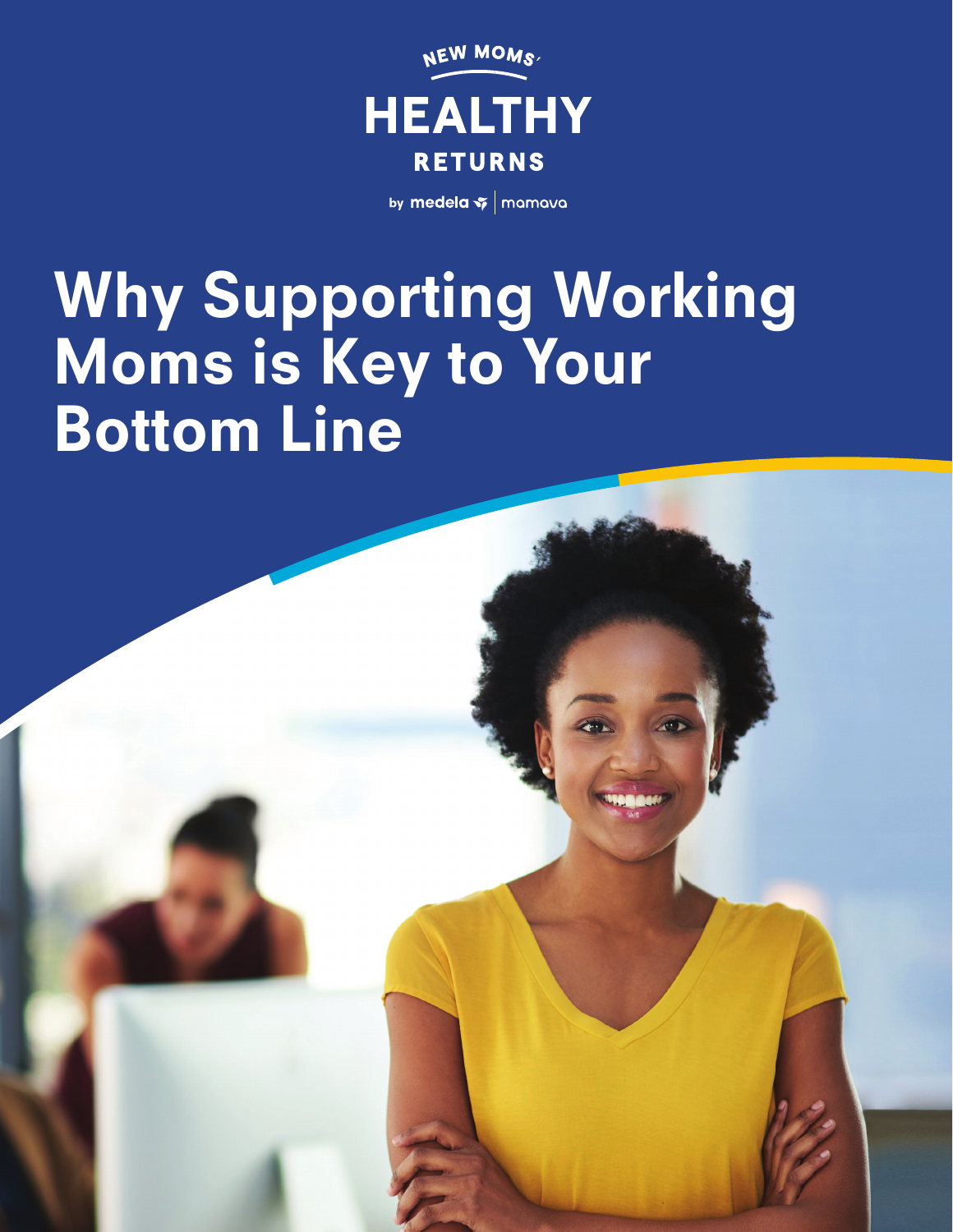NEW MOMS'

HEALTHY

RETURNS

by medela | mamava

# Why Supporting Working Moms is Key to Your Bottom Line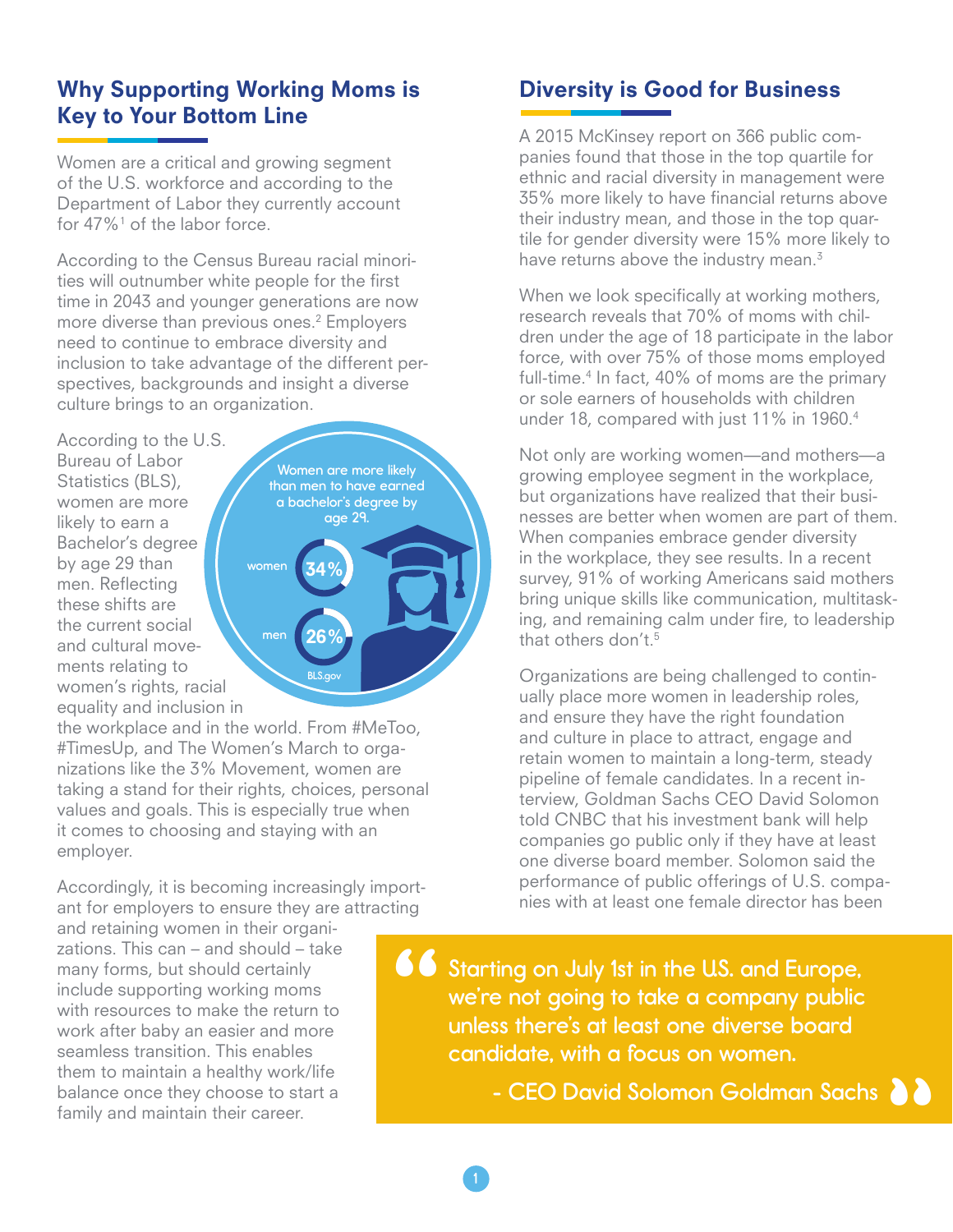## Why Supporting Working Moms is Key to Your Bottom Line

Women are a critical and growing segment of the U.S. workforce and according to the Department of Labor they currently account for 47%[1] of the labor force.

According to the Census Bureau racial minorities will outnumber white people for the first time in 2043 and younger generations are now more diverse than previous ones.[2] Employers need to continue to embrace diversity and inclusion to take advantage of the different perspectives, backgrounds and insight a diverse culture brings to an organization.

According to the U.S. Bureau of Labor Statistics (BLS), women are more likely to earn a Bachelor's degree by age 29 than men. Reflecting these shifts are the current social and cultural movements relating to women's rights, racial equality and inclusion in the workplace and in the world. From #MeToo, #TimesUp, and The Women's March to organizations like the 3% Movement, women are taking a stand for their rights, choices, personal values and goals. This is especially true when it comes to choosing and staying with an employer.

Women are more likely than men to have earned a bachelor's degree by age 29.

women 34%

men 26%

BLS.gov

Accordingly, it is becoming increasingly important for employers to ensure they are attracting and retaining women in their organizations. This can – and should – take many forms, but should certainly include supporting working moms with resources to make the return to work after baby an easier and more seamless transition. This enables them to maintain a healthy work/life balance once they choose to start a family and maintain their career.

## Diversity is Good for Business

A 2015 McKinsey report on 366 public companies found that those in the top quartile for ethnic and racial diversity in management were 35% more likely to have financial returns above their industry mean, and those in the top quartile for gender diversity were 15% more likely to have returns above the industry mean.[3]

When we look specifically at working mothers, research reveals that 70% of moms with children under the age of 18 participate in the labor force, with over 75% of those moms employed full-time.[4] In fact, 40% of moms are the primary or sole earners of households with children under 18, compared with just 11% in 1960.[4]

Not only are working women—and mothers—a growing employee segment in the workplace, but organizations have realized that their businesses are better when women are part of them. When companies embrace gender diversity in the workplace, they see results. In a recent survey, 91% of working Americans said mothers bring unique skills like communication, multitasking, and remaining calm under fire, to leadership that others don't.[5]

Organizations are being challenged to continually place more women in leadership roles, and ensure they have the right foundation and culture in place to attract, engage and retain women to maintain a long-term, steady pipeline of female candidates. In a recent interview, Goldman Sachs CEO David Solomon told CNBC that his investment bank will help companies go public only if they have at least one diverse board member. Solomon said the performance of public offerings of U.S. companies with at least one female director has been

> "Starting on July 1st in the U.S. and Europe, we're not going to take a company public unless there's at least one diverse board candidate, with a focus on women.
>
> - CEO David Solomon Goldman Sachs"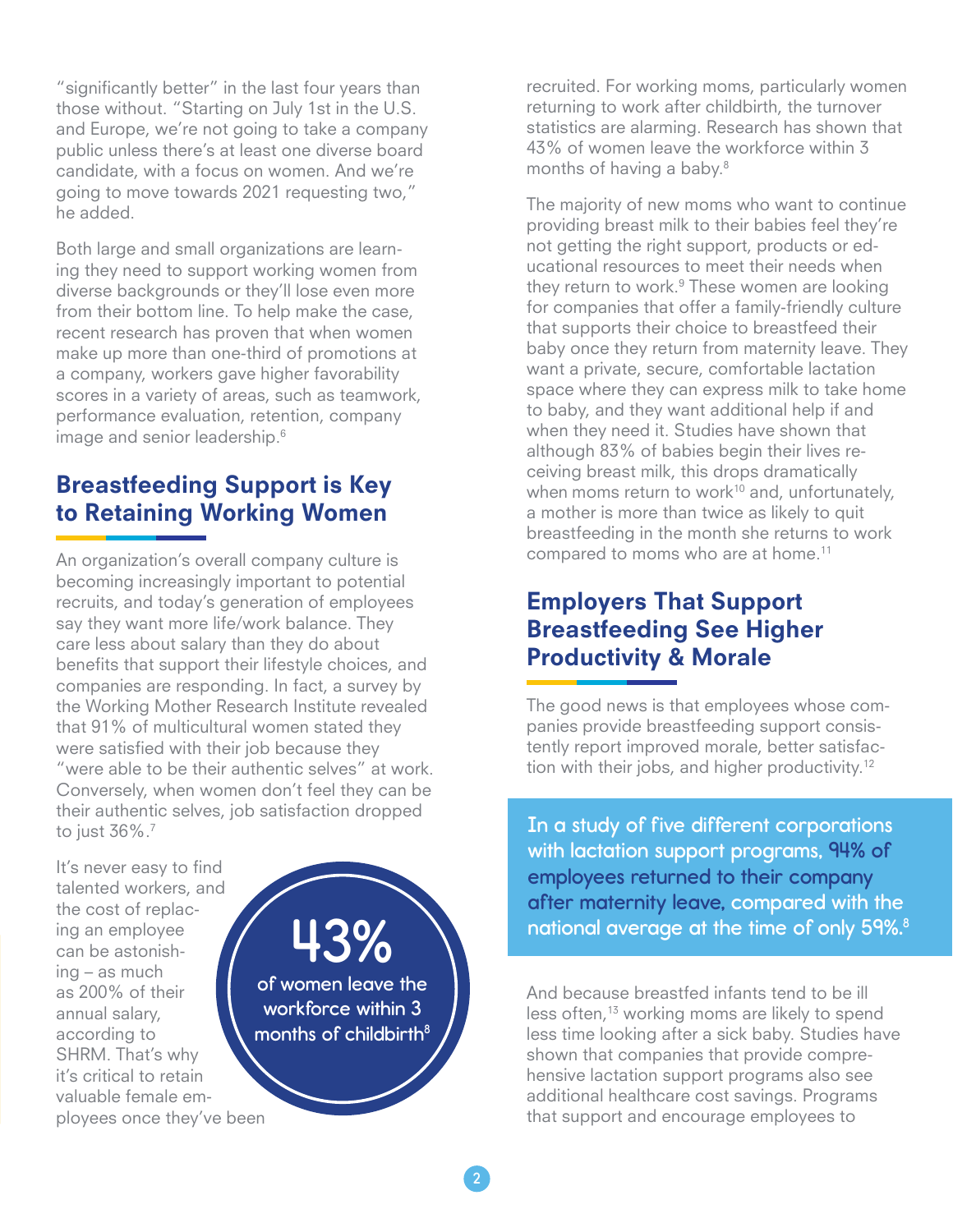"significantly better" in the last four years than those without. "Starting on July 1st in the U.S. and Europe, we're not going to take a company public unless there's at least one diverse board candidate, with a focus on women. And we're going to move towards 2021 requesting two," he added.

Both large and small organizations are learning they need to support working women from diverse backgrounds or they'll lose even more from their bottom line. To help make the case, recent research has proven that when women make up more than one-third of promotions at a company, workers gave higher favorability scores in a variety of areas, such as teamwork, performance evaluation, retention, company image and senior leadership.[6]

## Breastfeeding Support is Key to Retaining Working Women

An organization's overall company culture is becoming increasingly important to potential recruits, and today's generation of employees say they want more life/work balance. They care less about salary than they do about benefits that support their lifestyle choices, and companies are responding. In fact, a survey by the Working Mother Research Institute revealed that 91% of multicultural women stated they were satisfied with their job because they "were able to be their authentic selves" at work. Conversely, when women don't feel they can be their authentic selves, job satisfaction dropped to just 36%.[7]

It's never easy to find talented workers, and the cost of replacing an employee can be astonishing – as much as 200% of their annual salary, according to SHRM. That's why it's critical to retain valuable female employees once they've been recruited. For working moms, particularly women returning to work after childbirth, the turnover statistics are alarming. Research has shown that 43% of women leave the workforce within 3 months of having a baby.[8]

**43%**
**of women leave the workforce within 3 months of childbirth[8]**

The majority of new moms who want to continue providing breast milk to their babies feel they're not getting the right support, products or educational resources to meet their needs when they return to work.[9] These women are looking for companies that offer a family-friendly culture that supports their choice to breastfeed their baby once they return from maternity leave. They want a private, secure, comfortable lactation space where they can express milk to take home to baby, and they want additional help if and when they need it. Studies have shown that although 83% of babies begin their lives receiving breast milk, this drops dramatically when moms return to work[10] and, unfortunately, a mother is more than twice as likely to quit breastfeeding in the month she returns to work compared to moms who are at home.[11]

## Employers That Support Breastfeeding See Higher Productivity & Morale

The good news is that employees whose companies provide breastfeeding support consistently report improved morale, better satisfaction with their jobs, and higher productivity.[12]

**In a study of five different corporations with lactation support programs, 94% of employees returned to their company after maternity leave, compared with the national average at the time of only 59%.[8]**

And because breastfed infants tend to be ill less often,[13] working moms are likely to spend less time looking after a sick baby. Studies have shown that companies that provide comprehensive lactation support programs also see additional healthcare cost savings. Programs that support and encourage employees to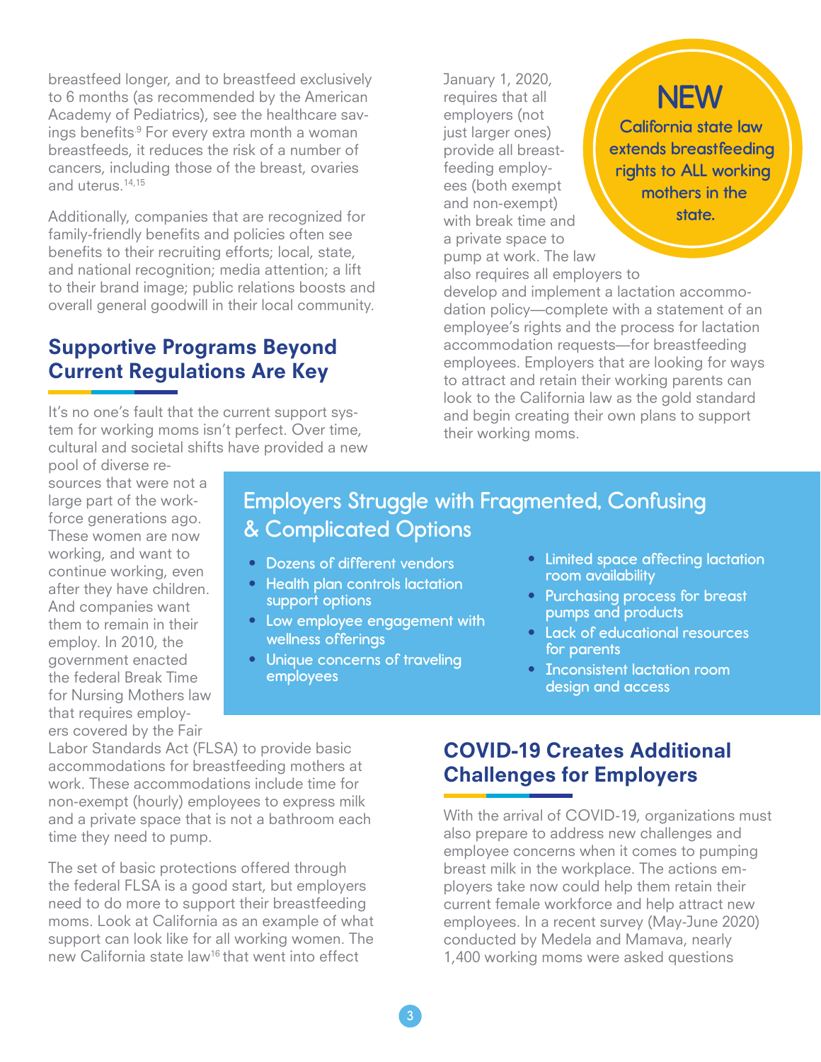breastfeed longer, and to breastfeed exclusively to 6 months (as recommended by the American Academy of Pediatrics), see the healthcare savings benefits.[9] For every extra month a woman breastfeeds, it reduces the risk of a number of cancers, including those of the breast, ovaries and uterus.[14,15]

Additionally, companies that are recognized for family-friendly benefits and policies often see benefits to their recruiting efforts; local, state, and national recognition; media attention; a lift to their brand image; public relations boosts and overall general goodwill in their local community.

## Supportive Programs Beyond Current Regulations Are Key

It's no one's fault that the current support system for working moms isn't perfect. Over time, cultural and societal shifts have provided a new pool of diverse resources that were not a large part of the workforce generations ago. These women are now working, and want to continue working, even after they have children. And companies want them to remain in their employ. In 2010, the government enacted the federal Break Time for Nursing Mothers law that requires employers covered by the Fair Labor Standards Act (FLSA) to provide basic accommodations for breastfeeding mothers at work. These accommodations include time for non-exempt (hourly) employees to express milk and a private space that is not a bathroom each time they need to pump.

The set of basic protections offered through the federal FLSA is a good start, but employers need to do more to support their breastfeeding moms. Look at California as an example of what support can look like for all working women. The new California state law[16] that went into effect January 1, 2020, requires that all employers (not just larger ones) provide all breastfeeding employees (both exempt and non-exempt) with break time and a private space to pump at work. The law also requires all employers to develop and implement a lactation accommodation policy—complete with a statement of an employee's rights and the process for lactation accommodation requests—for breastfeeding employees. Employers that are looking for ways to attract and retain their working parents can look to the California law as the gold standard and begin creating their own plans to support their working moms.

**NEW**

**California state law extends breastfeeding rights to ALL working mothers in the state.**

### Employers Struggle with Fragmented, Confusing & Complicated Options

- Dozens of different vendors
- Health plan controls lactation support options
- Low employee engagement with wellness offerings
- Unique concerns of traveling employees
- Limited space affecting lactation room availability
- Purchasing process for breast pumps and products
- Lack of educational resources for parents
- Inconsistent lactation room design and access

## COVID-19 Creates Additional Challenges for Employers

With the arrival of COVID-19, organizations must also prepare to address new challenges and employee concerns when it comes to pumping breast milk in the workplace. The actions employers take now could help them retain their current female workforce and help attract new employees. In a recent survey (May-June 2020) conducted by Medela and Mamava, nearly 1,400 working moms were asked questions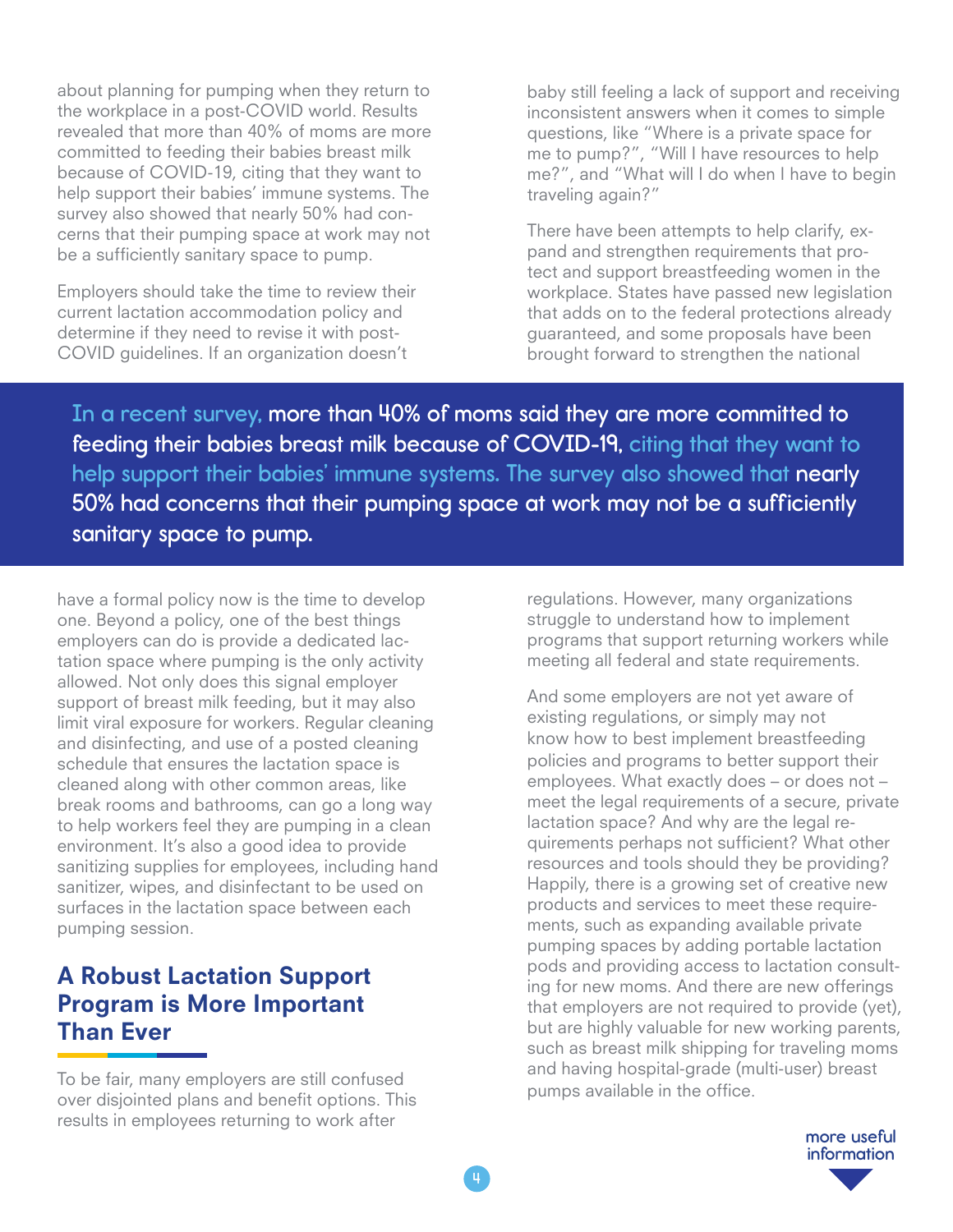about planning for pumping when they return to the workplace in a post-COVID world. Results revealed that more than 40% of moms are more committed to feeding their babies breast milk because of COVID-19, citing that they want to help support their babies' immune systems. The survey also showed that nearly 50% had concerns that their pumping space at work may not be a sufficiently sanitary space to pump.

Employers should take the time to review their current lactation accommodation policy and determine if they need to revise it with post-COVID guidelines. If an organization doesn't have a formal policy now is the time to develop one. Beyond a policy, one of the best things employers can do is provide a dedicated lactation space where pumping is the only activity allowed. Not only does this signal employer support of breast milk feeding, but it may also limit viral exposure for workers. Regular cleaning and disinfecting, and use of a posted cleaning schedule that ensures the lactation space is cleaned along with other common areas, like break rooms and bathrooms, can go a long way to help workers feel they are pumping in a clean environment. It's also a good idea to provide sanitizing supplies for employees, including hand sanitizer, wipes, and disinfectant to be used on surfaces in the lactation space between each pumping session.

> In a recent survey, **more than 40% of moms said they are more committed to feeding their babies breast milk because of COVID-19,** citing that they want to help support their babies' immune systems. The survey also showed that **nearly 50% had concerns that their pumping space at work may not be a sufficiently sanitary space to pump.**

## A Robust Lactation Support Program is More Important Than Ever

To be fair, many employers are still confused over disjointed plans and benefit options. This results in employees returning to work after baby still feeling a lack of support and receiving inconsistent answers when it comes to simple questions, like "Where is a private space for me to pump?", "Will I have resources to help me?", and "What will I do when I have to begin traveling again?"

There have been attempts to help clarify, expand and strengthen requirements that protect and support breastfeeding women in the workplace. States have passed new legislation that adds on to the federal protections already guaranteed, and some proposals have been brought forward to strengthen the national regulations. However, many organizations struggle to understand how to implement programs that support returning workers while meeting all federal and state requirements.

And some employers are not yet aware of existing regulations, or simply may not know how to best implement breastfeeding policies and programs to better support their employees. What exactly does – or does not – meet the legal requirements of a secure, private lactation space? And why are the legal requirements perhaps not sufficient? What other resources and tools should they be providing? Happily, there is a growing set of creative new products and services to meet these requirements, such as expanding available private pumping spaces by adding portable lactation pods and providing access to lactation consulting for new moms. And there are new offerings that employers are not required to provide (yet), but are highly valuable for new working parents, such as breast milk shipping for traveling moms and having hospital-grade (multi-user) breast pumps available in the office.

more useful information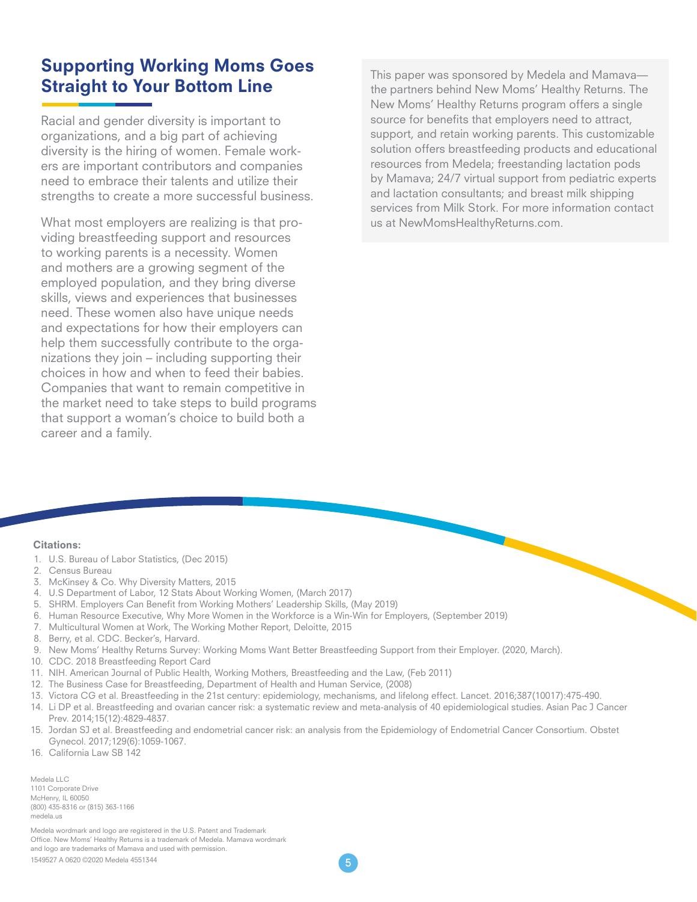## Supporting Working Moms Goes Straight to Your Bottom Line

Racial and gender diversity is important to organizations, and a big part of achieving diversity is the hiring of women. Female workers are important contributors and companies need to embrace their talents and utilize their strengths to create a more successful business.

What most employers are realizing is that providing breastfeeding support and resources to working parents is a necessity. Women and mothers are a growing segment of the employed population, and they bring diverse skills, views and experiences that businesses need. These women also have unique needs and expectations for how their employers can help them successfully contribute to the organizations they join – including supporting their choices in how and when to feed their babies. Companies that want to remain competitive in the market need to take steps to build programs that support a woman's choice to build both a career and a family.

This paper was sponsored by Medela and Mamava—the partners behind New Moms' Healthy Returns. The New Moms' Healthy Returns program offers a single source for benefits that employers need to attract, support, and retain working parents. This customizable solution offers breastfeeding products and educational resources from Medela; freestanding lactation pods by Mamava; 24/7 virtual support from pediatric experts and lactation consultants; and breast milk shipping services from Milk Stork. For more information contact us at NewMomsHealthyReturns.com.

**Citations:**

1. U.S. Bureau of Labor Statistics, (Dec 2015)
2. Census Bureau
3. McKinsey & Co. Why Diversity Matters, 2015
4. U.S Department of Labor, 12 Stats About Working Women, (March 2017)
5. SHRM. Employers Can Benefit from Working Mothers' Leadership Skills, (May 2019)
6. Human Resource Executive, Why More Women in the Workforce is a Win-Win for Employers, (September 2019)
7. Multicultural Women at Work, The Working Mother Report, Deloitte, 2015
8. Berry, et al. CDC. Becker's, Harvard.
9. New Moms' Healthy Returns Survey: Working Moms Want Better Breastfeeding Support from their Employer. (2020, March).
10. CDC. 2018 Breastfeeding Report Card
11. NIH. American Journal of Public Health, Working Mothers, Breastfeeding and the Law, (Feb 2011)
12. The Business Case for Breastfeeding, Department of Health and Human Service, (2008)
13. Victora CG et al. Breastfeeding in the 21st century: epidemiology, mechanisms, and lifelong effect. Lancet. 2016;387(10017):475-490.
14. Li DP et al. Breastfeeding and ovarian cancer risk: a systematic review and meta-analysis of 40 epidemiological studies. Asian Pac J Cancer Prev. 2014;15(12):4829-4837.
15. Jordan SJ et al. Breastfeeding and endometrial cancer risk: an analysis from the Epidemiology of Endometrial Cancer Consortium. Obstet Gynecol. 2017;129(6):1059-1067.
16. California Law SB 142

Medela LLC
1101 Corporate Drive
McHenry, IL 60050
(800) 435-8316 or (815) 363-1166
medela.us

Medela wordmark and logo are registered in the U.S. Patent and Trademark Office. New Moms' Healthy Returns is a trademark of Medela. Mamava wordmark and logo are trademarks of Mamava and used with permission.

1549527 A 0620 ©2020 Medela 4551344